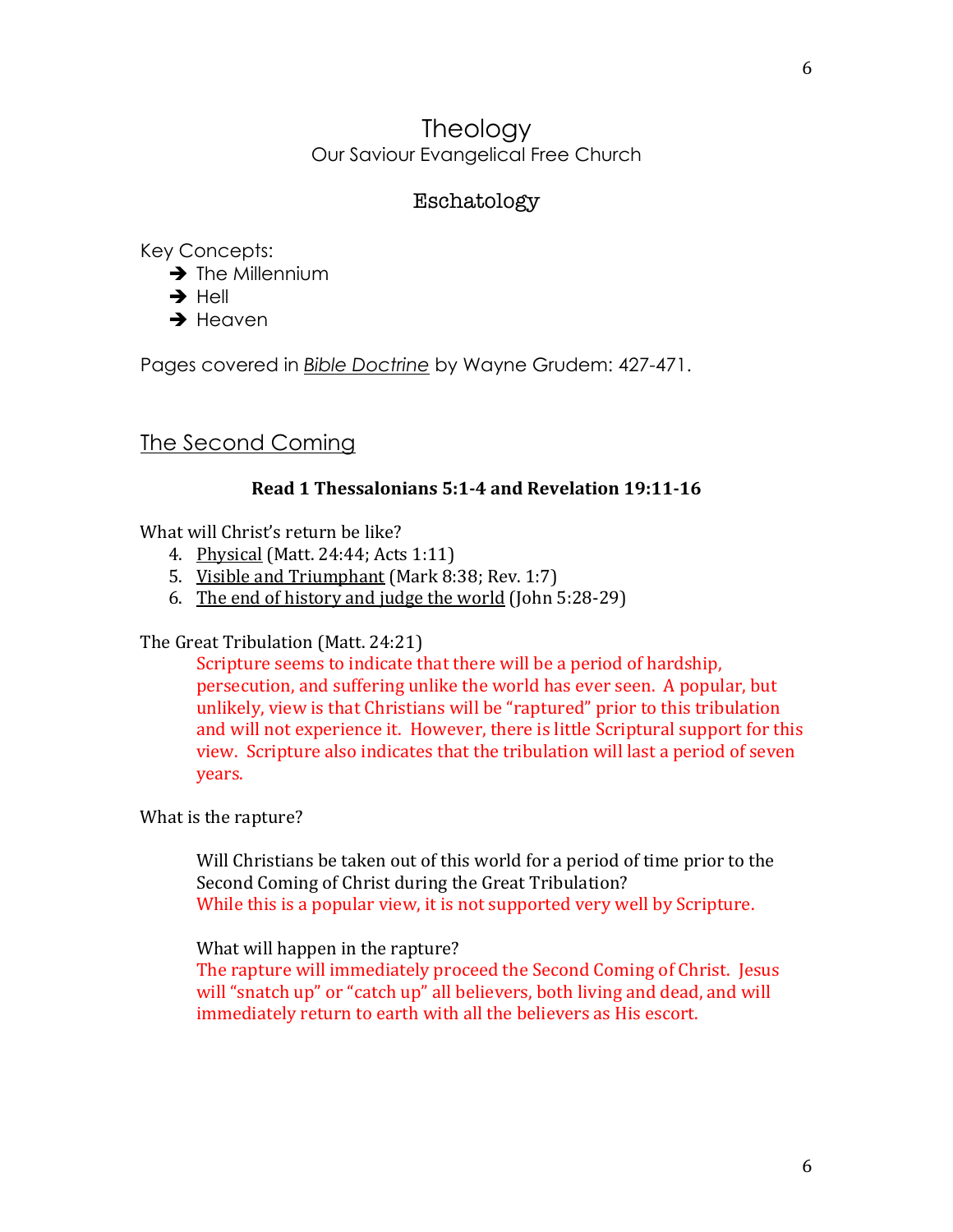# Theology

Our Saviour Evangelical Free Church

## Eschatology

Key Concepts:

- ➔ The Millennium
- ➔ Hell
- ➔ Heaven

Pages covered in *Bible Doctrine* by Wayne Grudem: 427-471.

## The Second Coming

**Read 1 Thessalonians 5:1-4 and Revelation 19:11-16**

What will Christ's return be like?

4. Physical (Matt. 24:44; Acts 1:11)
5. Visible and Triumphant (Mark 8:38; Rev. 1:7)
6. The end of history and judge the world (John 5:28-29)

The Great Tribulation (Matt. 24:21)

Scripture seems to indicate that there will be a period of hardship, persecution, and suffering unlike the world has ever seen. A popular, but unlikely, view is that Christians will be "raptured" prior to this tribulation and will not experience it. However, there is little Scriptural support for this view. Scripture also indicates that the tribulation will last a period of seven years.

What is the rapture?

Will Christians be taken out of this world for a period of time prior to the Second Coming of Christ during the Great Tribulation?

While this is a popular view, it is not supported very well by Scripture.

What will happen in the rapture?

The rapture will immediately proceed the Second Coming of Christ. Jesus will "snatch up" or "catch up" all believers, both living and dead, and will immediately return to earth with all the believers as His escort.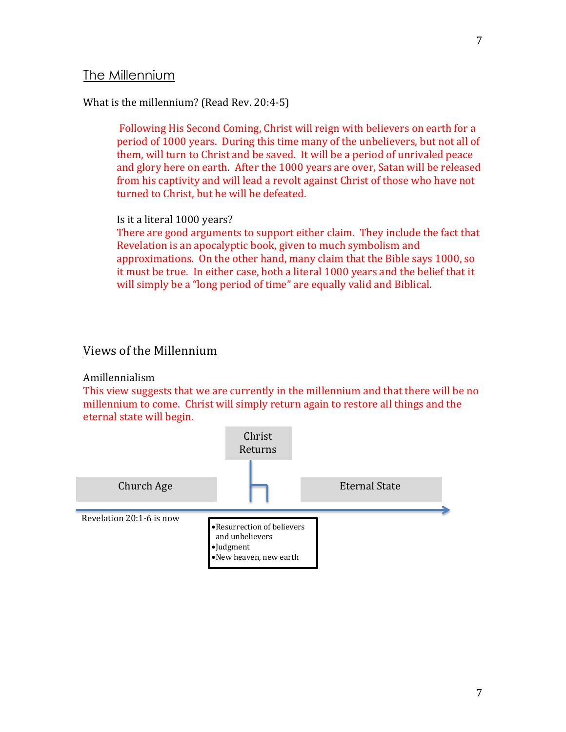## The Millennium

What is the millennium? (Read Rev. 20:4-5)

> Following His Second Coming, Christ will reign with believers on earth for a period of 1000 years. During this time many of the unbelievers, but not all of them, will turn to Christ and be saved. It will be a period of unrivaled peace and glory here on earth. After the 1000 years are over, Satan will be released from his captivity and will lead a revolt against Christ of those who have not turned to Christ, but he will be defeated.
>
> Is it a literal 1000 years?
> There are good arguments to support either claim. They include the fact that Revelation is an apocalyptic book, given to much symbolism and approximations. On the other hand, many claim that the Bible says 1000, so it must be true. In either case, both a literal 1000 years and the belief that it will simply be a "long period of time" are equally valid and Biblical.

## Views of the Millennium

Amillennialism

This view suggests that we are currently in the millennium and that there will be no millennium to come. Christ will simply return again to restore all things and the eternal state will begin.

Church Age → Christ Returns → Eternal State

Revelation 20:1-6 is now

- Resurrection of believers and unbelievers
- Judgment
- New heaven, new earth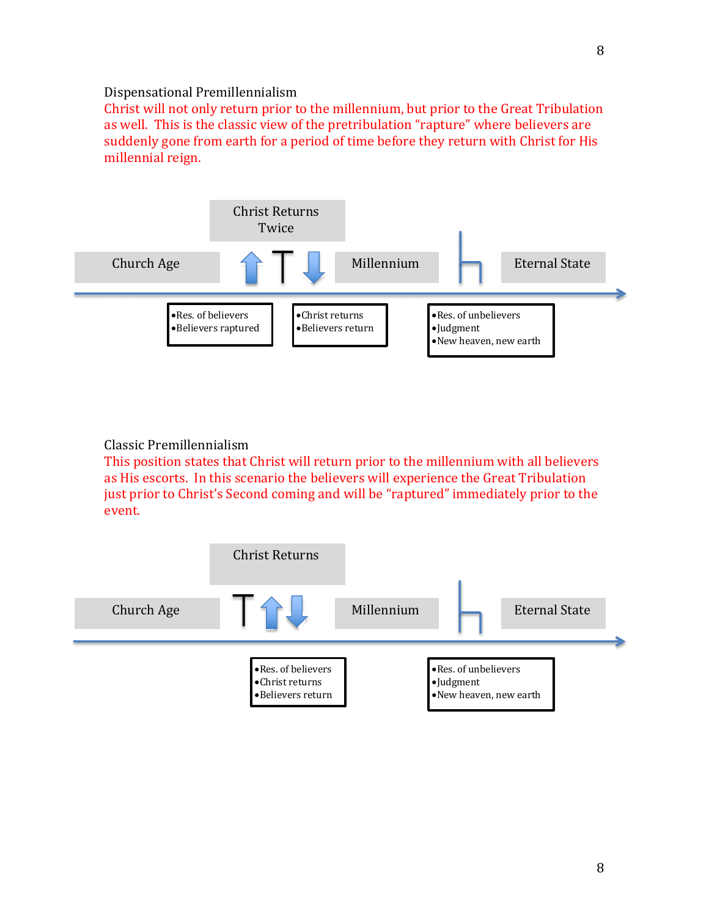## Dispensational Premillennialism

Christ will not only return prior to the millennium, but prior to the Great Tribulation as well. This is the classic view of the pretribulation "rapture" where believers are suddenly gone from earth for a period of time before they return with Christ for His millennial reign.

Christ Returns Twice

Church Age — Millennium — Eternal State

- Res. of believers
- Believers raptured

- Christ returns
- Believers return

- Res. of unbelievers
- Judgment
- New heaven, new earth

## Classic Premillennialism

This position states that Christ will return prior to the millennium with all believers as His escorts. In this scenario the believers will experience the Great Tribulation just prior to Christ's Second coming and will be "raptured" immediately prior to the event.

Christ Returns

Church Age — Millennium — Eternal State

- Res. of believers
- Christ returns
- Believers return

- Res. of unbelievers
- Judgment
- New heaven, new earth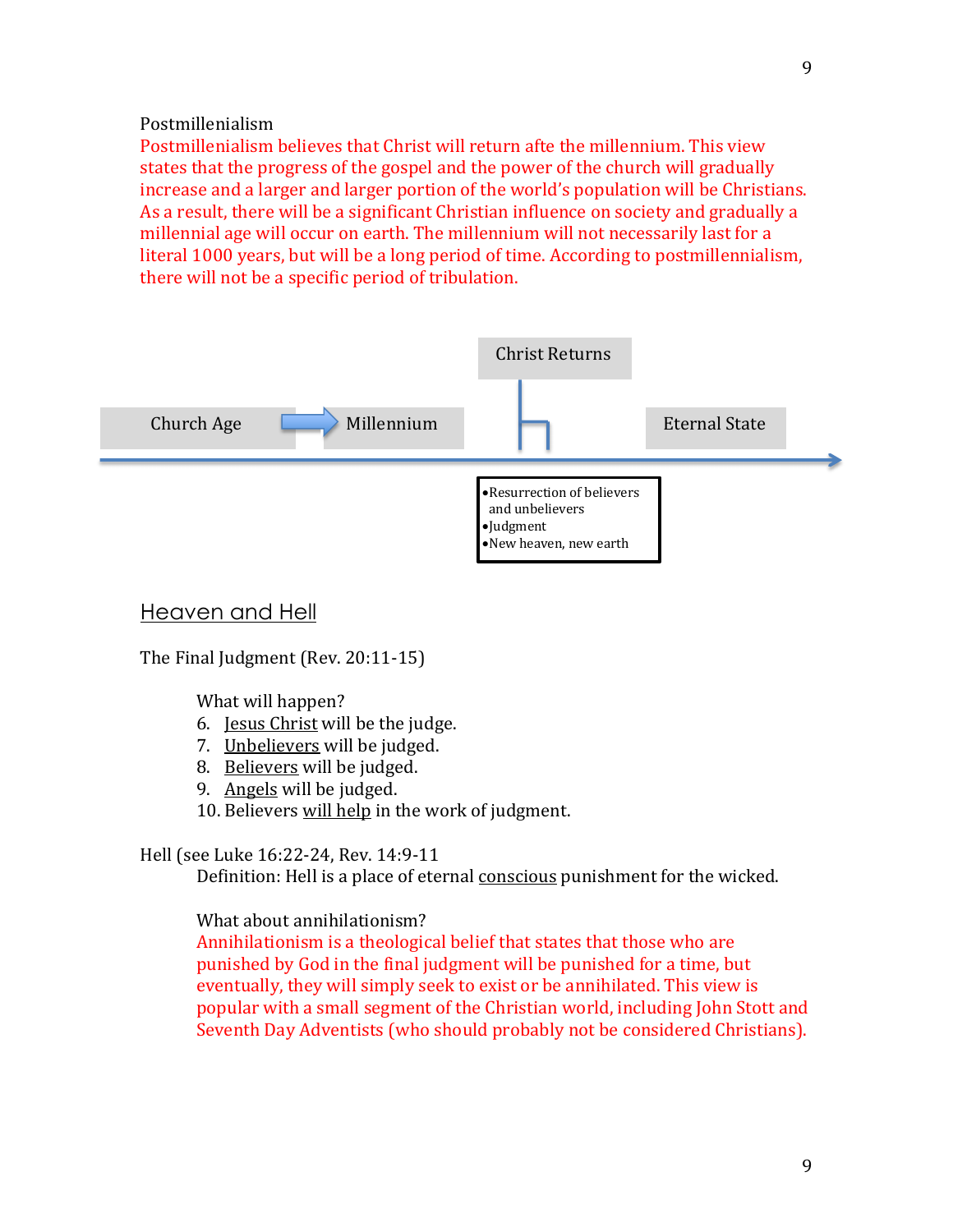Postmillenialism

Postmillenialism believes that Christ will return afte the millennium. This view states that the progress of the gospel and the power of the church will gradually increase and a larger and larger portion of the world's population will be Christians. As a result, there will be a significant Christian influence on society and gradually a millennial age will occur on earth. The millennium will not necessarily last for a literal 1000 years, but will be a long period of time. According to postmillennialism, there will not be a specific period of tribulation.

Church Age → Millennium | Christ Returns | Eternal State

- Resurrection of believers and unbelievers
- Judgment
- New heaven, new earth

## Heaven and Hell

The Final Judgment (Rev. 20:11-15)

What will happen?

6. Jesus Christ will be the judge.
7. Unbelievers will be judged.
8. Believers will be judged.
9. Angels will be judged.
10. Believers will help in the work of judgment.

Hell (see Luke 16:22-24, Rev. 14:9-11

Definition: Hell is a place of eternal conscious punishment for the wicked.

What about annihilationism?

Annihilationism is a theological belief that states that those who are punished by God in the final judgment will be punished for a time, but eventually, they will simply seek to exist or be annihilated. This view is popular with a small segment of the Christian world, including John Stott and Seventh Day Adventists (who should probably not be considered Christians).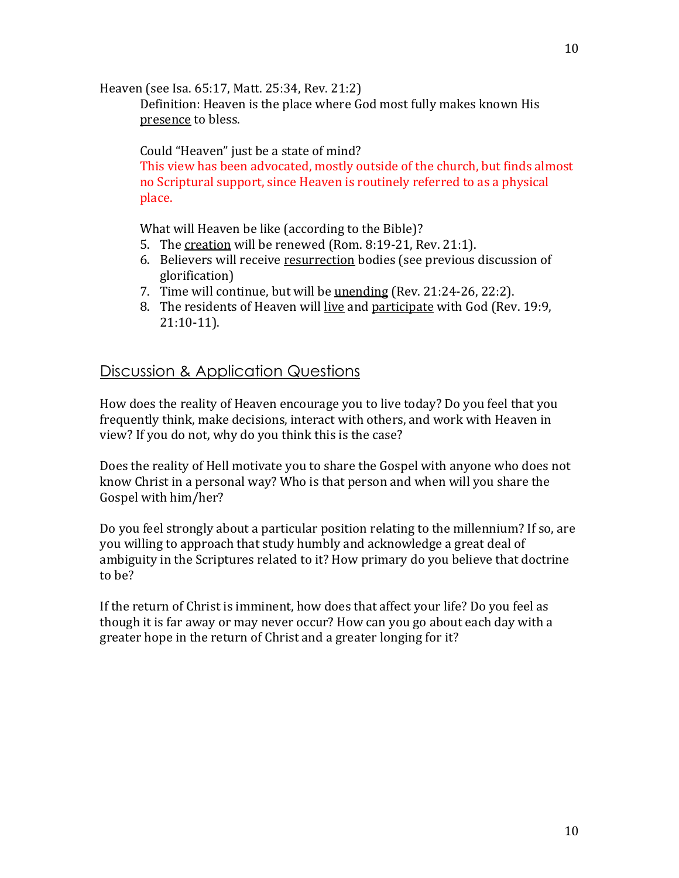Heaven (see Isa. 65:17, Matt. 25:34, Rev. 21:2)

Definition: Heaven is the place where God most fully makes known His presence to bless.

Could "Heaven" just be a state of mind?

This view has been advocated, mostly outside of the church, but finds almost no Scriptural support, since Heaven is routinely referred to as a physical place.

What will Heaven be like (according to the Bible)?

5. The creation will be renewed (Rom. 8:19-21, Rev. 21:1).
6. Believers will receive resurrection bodies (see previous discussion of glorification)
7. Time will continue, but will be unending (Rev. 21:24-26, 22:2).
8. The residents of Heaven will live and participate with God (Rev. 19:9, 21:10-11).

## Discussion & Application Questions

How does the reality of Heaven encourage you to live today? Do you feel that you frequently think, make decisions, interact with others, and work with Heaven in view? If you do not, why do you think this is the case?

Does the reality of Hell motivate you to share the Gospel with anyone who does not know Christ in a personal way? Who is that person and when will you share the Gospel with him/her?

Do you feel strongly about a particular position relating to the millennium? If so, are you willing to approach that study humbly and acknowledge a great deal of ambiguity in the Scriptures related to it? How primary do you believe that doctrine to be?

If the return of Christ is imminent, how does that affect your life? Do you feel as though it is far away or may never occur? How can you go about each day with a greater hope in the return of Christ and a greater longing for it?